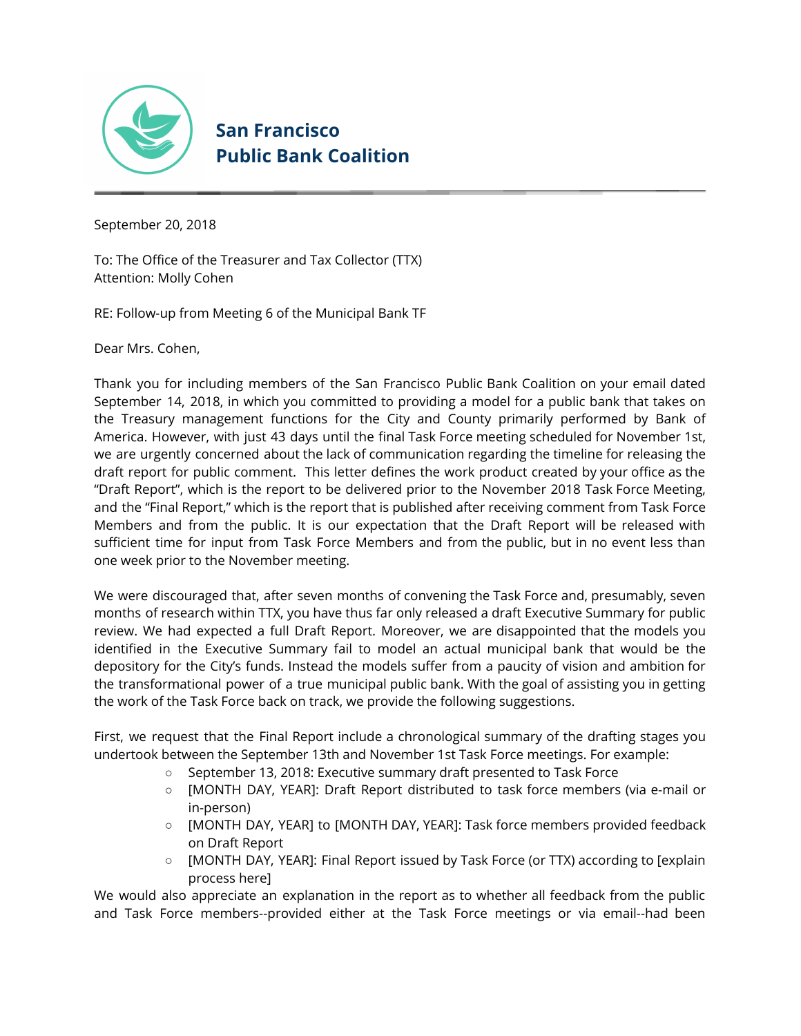# San Francisco Public Bank Coalition

September 20, 2018

To: The Office of the Treasurer and Tax Collector (TTX)
Attention: Molly Cohen

RE: Follow-up from Meeting 6 of the Municipal Bank TF

Dear Mrs. Cohen,

Thank you for including members of the San Francisco Public Bank Coalition on your email dated September 14, 2018, in which you committed to providing a model for a public bank that takes on the Treasury management functions for the City and County primarily performed by Bank of America. However, with just 43 days until the final Task Force meeting scheduled for November 1st, we are urgently concerned about the lack of communication regarding the timeline for releasing the draft report for public comment. This letter defines the work product created by your office as the "Draft Report", which is the report to be delivered prior to the November 2018 Task Force Meeting, and the "Final Report," which is the report that is published after receiving comment from Task Force Members and from the public. It is our expectation that the Draft Report will be released with sufficient time for input from Task Force Members and from the public, but in no event less than one week prior to the November meeting.

We were discouraged that, after seven months of convening the Task Force and, presumably, seven months of research within TTX, you have thus far only released a draft Executive Summary for public review. We had expected a full Draft Report. Moreover, we are disappointed that the models you identified in the Executive Summary fail to model an actual municipal bank that would be the depository for the City's funds. Instead the models suffer from a paucity of vision and ambition for the transformational power of a true municipal public bank. With the goal of assisting you in getting the work of the Task Force back on track, we provide the following suggestions.

First, we request that the Final Report include a chronological summary of the drafting stages you undertook between the September 13th and November 1st Task Force meetings. For example:

- September 13, 2018: Executive summary draft presented to Task Force
- [MONTH DAY, YEAR]: Draft Report distributed to task force members (via e-mail or in-person)
- [MONTH DAY, YEAR] to [MONTH DAY, YEAR]: Task force members provided feedback on Draft Report
- [MONTH DAY, YEAR]: Final Report issued by Task Force (or TTX) according to [explain process here]

We would also appreciate an explanation in the report as to whether all feedback from the public and Task Force members--provided either at the Task Force meetings or via email--had been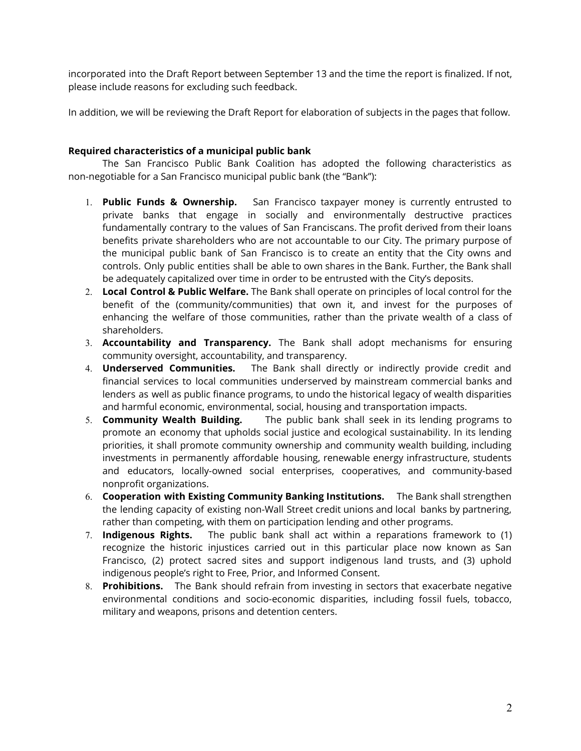incorporated into the Draft Report between September 13 and the time the report is finalized. If not, please include reasons for excluding such feedback.

In addition, we will be reviewing the Draft Report for elaboration of subjects in the pages that follow.

**Required characteristics of a municipal public bank**

The San Francisco Public Bank Coalition has adopted the following characteristics as non-negotiable for a San Francisco municipal public bank (the "Bank"):

1. **Public Funds & Ownership.** San Francisco taxpayer money is currently entrusted to private banks that engage in socially and environmentally destructive practices fundamentally contrary to the values of San Franciscans. The profit derived from their loans benefits private shareholders who are not accountable to our City. The primary purpose of the municipal public bank of San Francisco is to create an entity that the City owns and controls. Only public entities shall be able to own shares in the Bank. Further, the Bank shall be adequately capitalized over time in order to be entrusted with the City's deposits.
2. **Local Control & Public Welfare.** The Bank shall operate on principles of local control for the benefit of the (community/communities) that own it, and invest for the purposes of enhancing the welfare of those communities, rather than the private wealth of a class of shareholders.
3. **Accountability and Transparency.** The Bank shall adopt mechanisms for ensuring community oversight, accountability, and transparency.
4. **Underserved Communities.** The Bank shall directly or indirectly provide credit and financial services to local communities underserved by mainstream commercial banks and lenders as well as public finance programs, to undo the historical legacy of wealth disparities and harmful economic, environmental, social, housing and transportation impacts.
5. **Community Wealth Building.** The public bank shall seek in its lending programs to promote an economy that upholds social justice and ecological sustainability. In its lending priorities, it shall promote community ownership and community wealth building, including investments in permanently affordable housing, renewable energy infrastructure, students and educators, locally-owned social enterprises, cooperatives, and community-based nonprofit organizations.
6. **Cooperation with Existing Community Banking Institutions.** The Bank shall strengthen the lending capacity of existing non-Wall Street credit unions and local banks by partnering, rather than competing, with them on participation lending and other programs.
7. **Indigenous Rights.** The public bank shall act within a reparations framework to (1) recognize the historic injustices carried out in this particular place now known as San Francisco, (2) protect sacred sites and support indigenous land trusts, and (3) uphold indigenous people's right to Free, Prior, and Informed Consent.
8. **Prohibitions.** The Bank should refrain from investing in sectors that exacerbate negative environmental conditions and socio-economic disparities, including fossil fuels, tobacco, military and weapons, prisons and detention centers.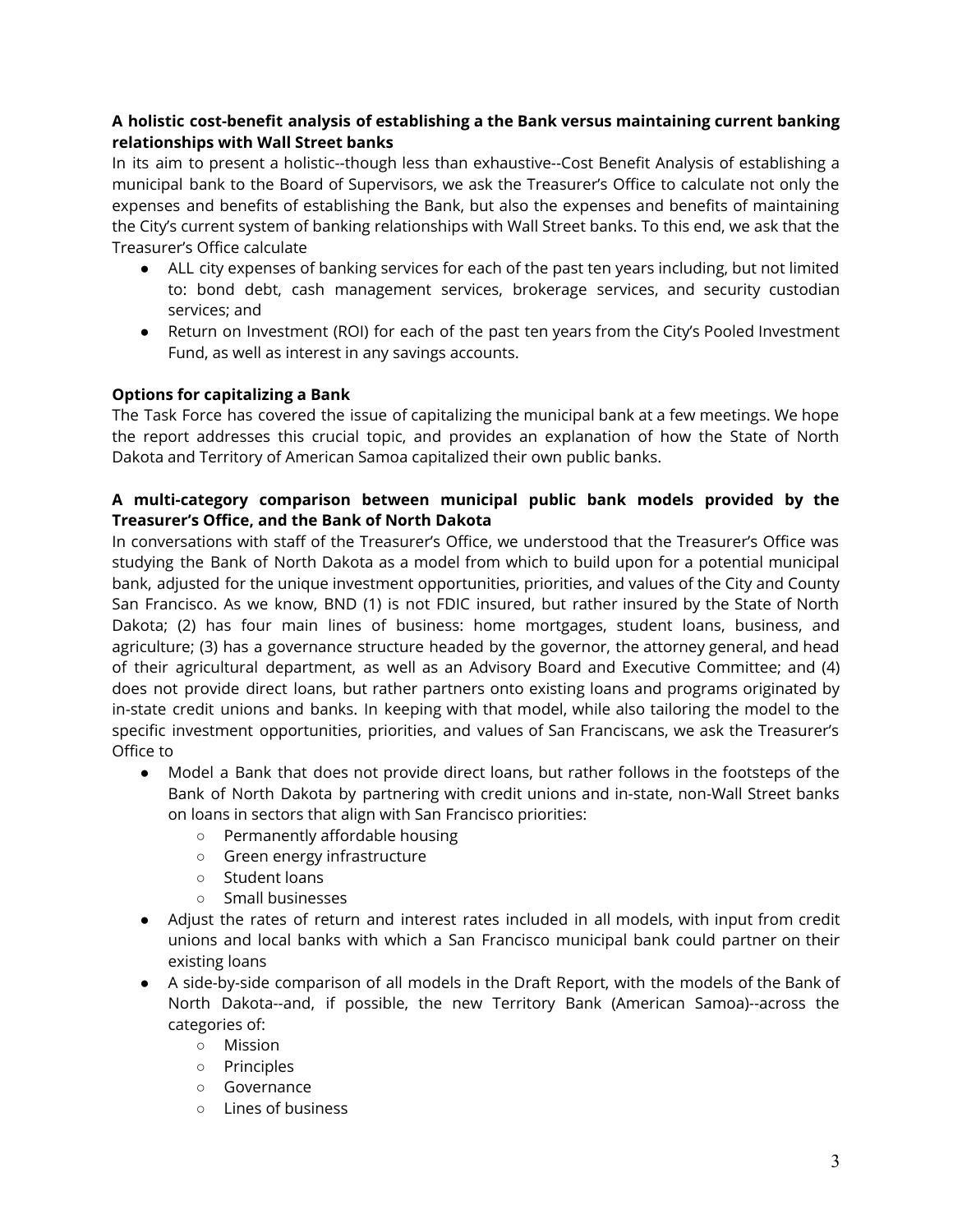**A holistic cost-benefit analysis of establishing a the Bank versus maintaining current banking relationships with Wall Street banks**

In its aim to present a holistic--though less than exhaustive--Cost Benefit Analysis of establishing a municipal bank to the Board of Supervisors, we ask the Treasurer's Office to calculate not only the expenses and benefits of establishing the Bank, but also the expenses and benefits of maintaining the City's current system of banking relationships with Wall Street banks. To this end, we ask that the Treasurer's Office calculate

- ALL city expenses of banking services for each of the past ten years including, but not limited to: bond debt, cash management services, brokerage services, and security custodian services; and
- Return on Investment (ROI) for each of the past ten years from the City's Pooled Investment Fund, as well as interest in any savings accounts.

**Options for capitalizing a Bank**

The Task Force has covered the issue of capitalizing the municipal bank at a few meetings. We hope the report addresses this crucial topic, and provides an explanation of how the State of North Dakota and Territory of American Samoa capitalized their own public banks.

**A multi-category comparison between municipal public bank models provided by the Treasurer's Office, and the Bank of North Dakota**

In conversations with staff of the Treasurer's Office, we understood that the Treasurer's Office was studying the Bank of North Dakota as a model from which to build upon for a potential municipal bank, adjusted for the unique investment opportunities, priorities, and values of the City and County San Francisco. As we know, BND (1) is not FDIC insured, but rather insured by the State of North Dakota; (2) has four main lines of business: home mortgages, student loans, business, and agriculture; (3) has a governance structure headed by the governor, the attorney general, and head of their agricultural department, as well as an Advisory Board and Executive Committee; and (4) does not provide direct loans, but rather partners onto existing loans and programs originated by in-state credit unions and banks. In keeping with that model, while also tailoring the model to the specific investment opportunities, priorities, and values of San Franciscans, we ask the Treasurer's Office to

- Model a Bank that does not provide direct loans, but rather follows in the footsteps of the Bank of North Dakota by partnering with credit unions and in-state, non-Wall Street banks on loans in sectors that align with San Francisco priorities:
  - Permanently affordable housing
  - Green energy infrastructure
  - Student loans
  - Small businesses
- Adjust the rates of return and interest rates included in all models, with input from credit unions and local banks with which a San Francisco municipal bank could partner on their existing loans
- A side-by-side comparison of all models in the Draft Report, with the models of the Bank of North Dakota--and, if possible, the new Territory Bank (American Samoa)--across the categories of:
  - Mission
  - Principles
  - Governance
  - Lines of business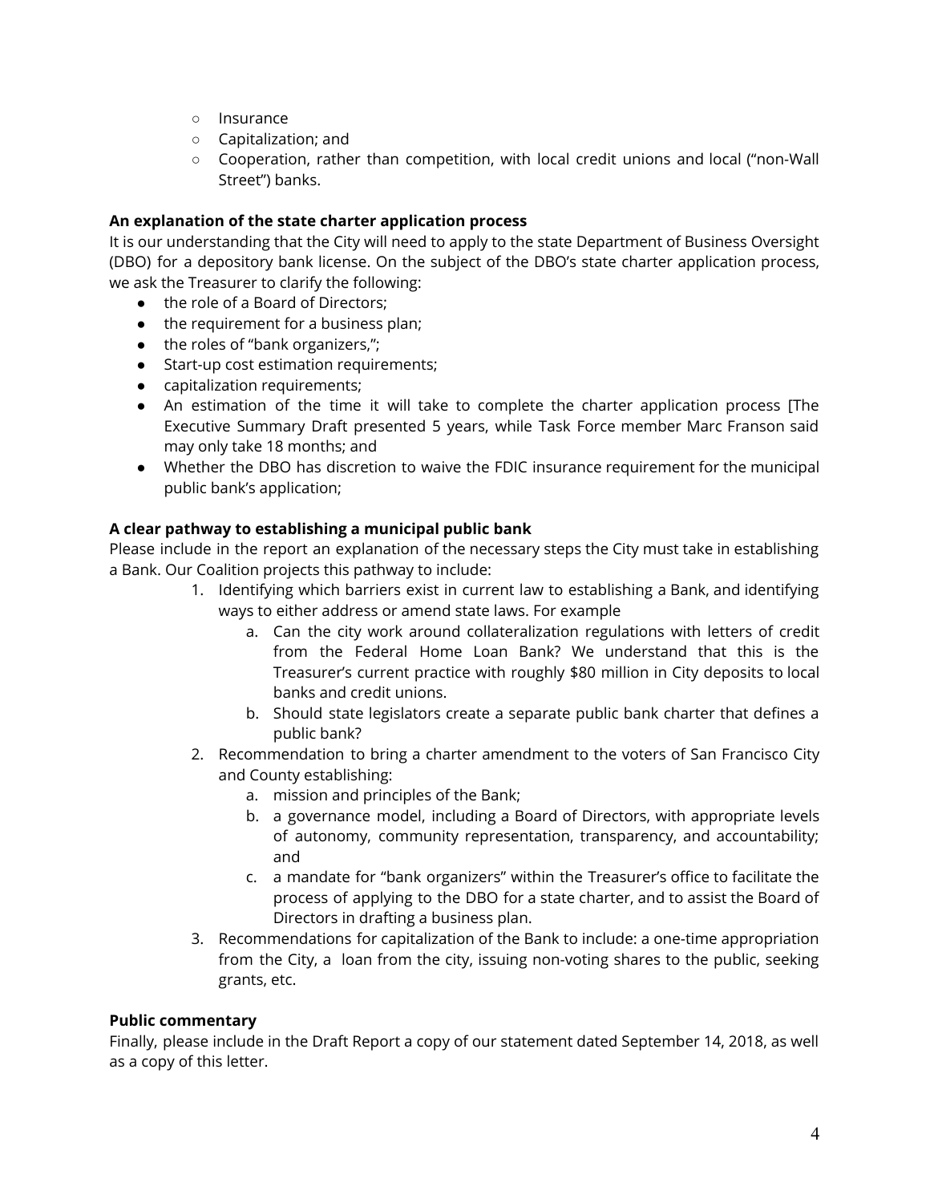- Insurance
    - Capitalization; and
    - Cooperation, rather than competition, with local credit unions and local ("non-Wall Street") banks.

**An explanation of the state charter application process**

It is our understanding that the City will need to apply to the state Department of Business Oversight (DBO) for a depository bank license. On the subject of the DBO's state charter application process, we ask the Treasurer to clarify the following:

- the role of a Board of Directors;
- the requirement for a business plan;
- the roles of "bank organizers,";
- Start-up cost estimation requirements;
- capitalization requirements;
- An estimation of the time it will take to complete the charter application process [The Executive Summary Draft presented 5 years, while Task Force member Marc Franson said may only take 18 months; and
- Whether the DBO has discretion to waive the FDIC insurance requirement for the municipal public bank's application;

**A clear pathway to establishing a municipal public bank**

Please include in the report an explanation of the necessary steps the City must take in establishing a Bank. Our Coalition projects this pathway to include:

1. Identifying which barriers exist in current law to establishing a Bank, and identifying ways to either address or amend state laws. For example
    a. Can the city work around collateralization regulations with letters of credit from the Federal Home Loan Bank? We understand that this is the Treasurer's current practice with roughly $80 million in City deposits to local banks and credit unions.
    b. Should state legislators create a separate public bank charter that defines a public bank?
2. Recommendation to bring a charter amendment to the voters of San Francisco City and County establishing:
    a. mission and principles of the Bank;
    b. a governance model, including a Board of Directors, with appropriate levels of autonomy, community representation, transparency, and accountability; and
    c. a mandate for "bank organizers" within the Treasurer's office to facilitate the process of applying to the DBO for a state charter, and to assist the Board of Directors in drafting a business plan.
3. Recommendations for capitalization of the Bank to include: a one-time appropriation from the City, a loan from the city, issuing non-voting shares to the public, seeking grants, etc.

**Public commentary**

Finally, please include in the Draft Report a copy of our statement dated September 14, 2018, as well as a copy of this letter.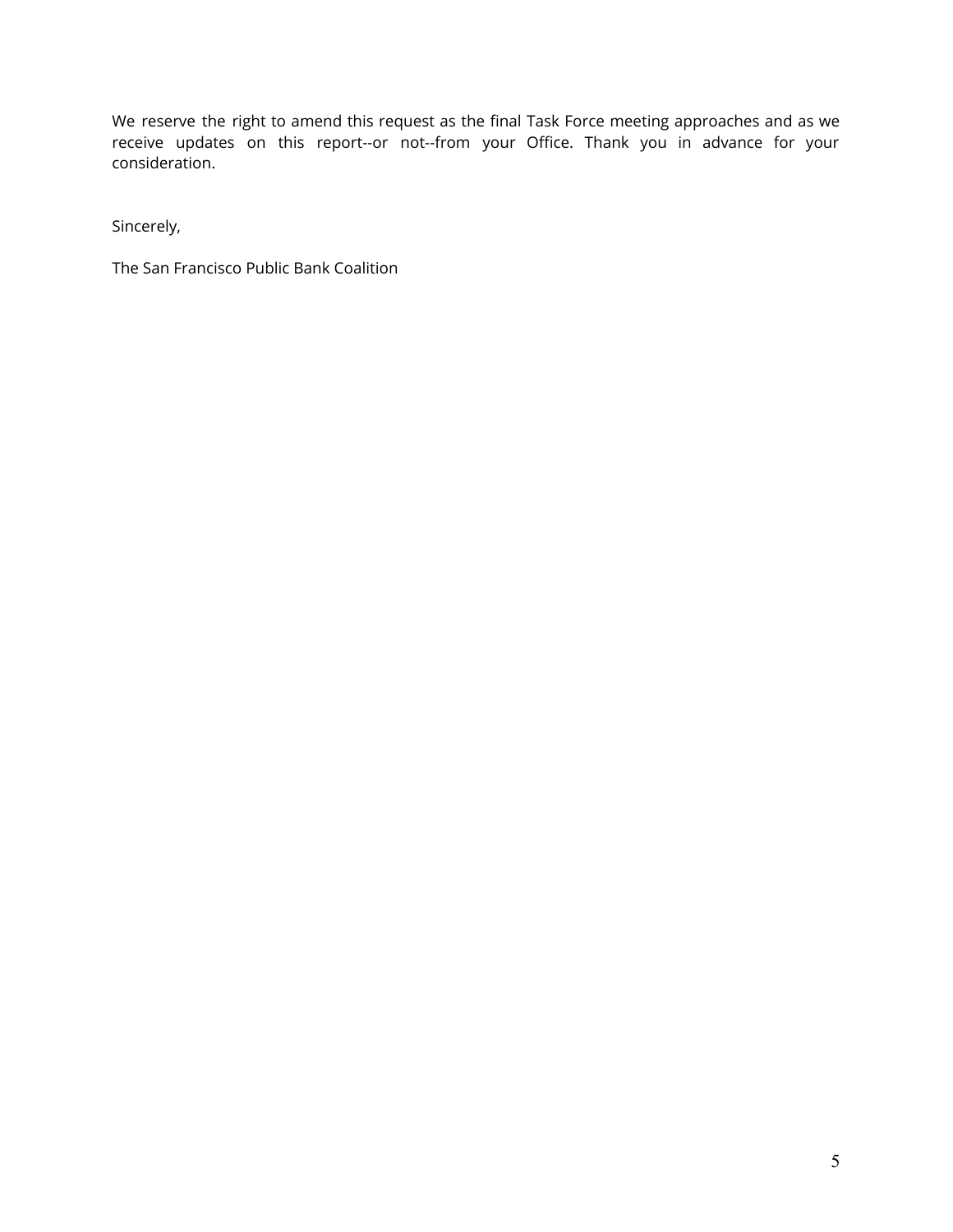We reserve the right to amend this request as the final Task Force meeting approaches and as we receive updates on this report--or not--from your Office. Thank you in advance for your consideration.

Sincerely,

The San Francisco Public Bank Coalition